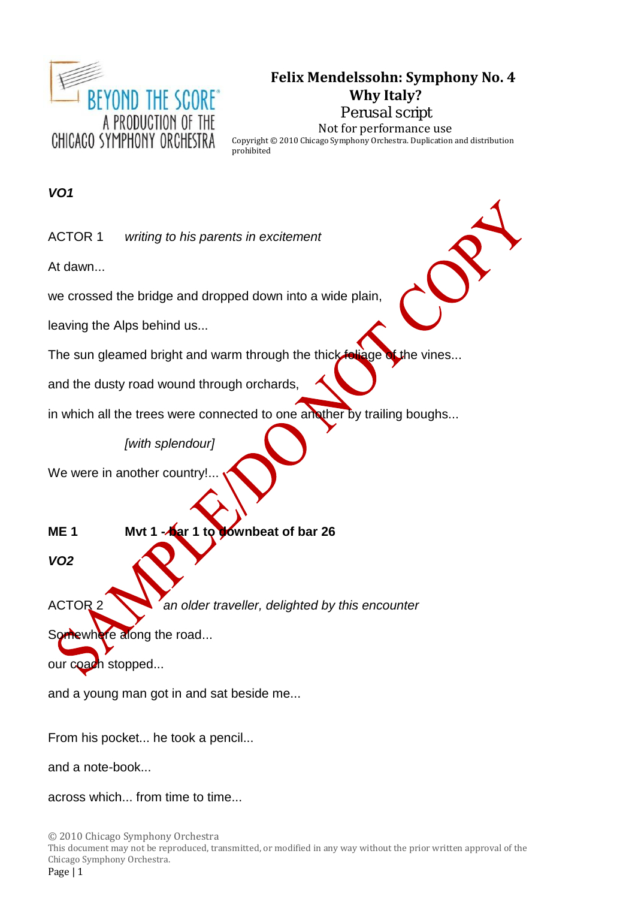# Felix Mendelssohn: Symphony No. 4

## Why Italy?

Perusal script

Not for performance use

Copyright © 2010 Chicago Symphony Orchestra. Duplication and distribution prohibited

***VO1***

ACTOR 1 *writing to his parents in excitement*

At dawn...

we crossed the bridge and dropped down into a wide plain,

leaving the Alps behind us...

The sun gleamed bright and warm through the thick foliage of the vines...

and the dusty road wound through orchards,

in which all the trees were connected to one another by trailing boughs...

*[with splendour]*

We were in another country!...

**ME 1 Mvt 1 - bar 1 to downbeat of bar 26**

***VO2***

ACTOR 2 *an older traveller, delighted by this encounter*

Somewhere along the road...

our coach stopped...

and a young man got in and sat beside me...

From his pocket... he took a pencil...

and a note-book...

across which... from time to time...

© 2010 Chicago Symphony Orchestra
This document may not be reproduced, transmitted, or modified in any way without the prior written approval of the Chicago Symphony Orchestra.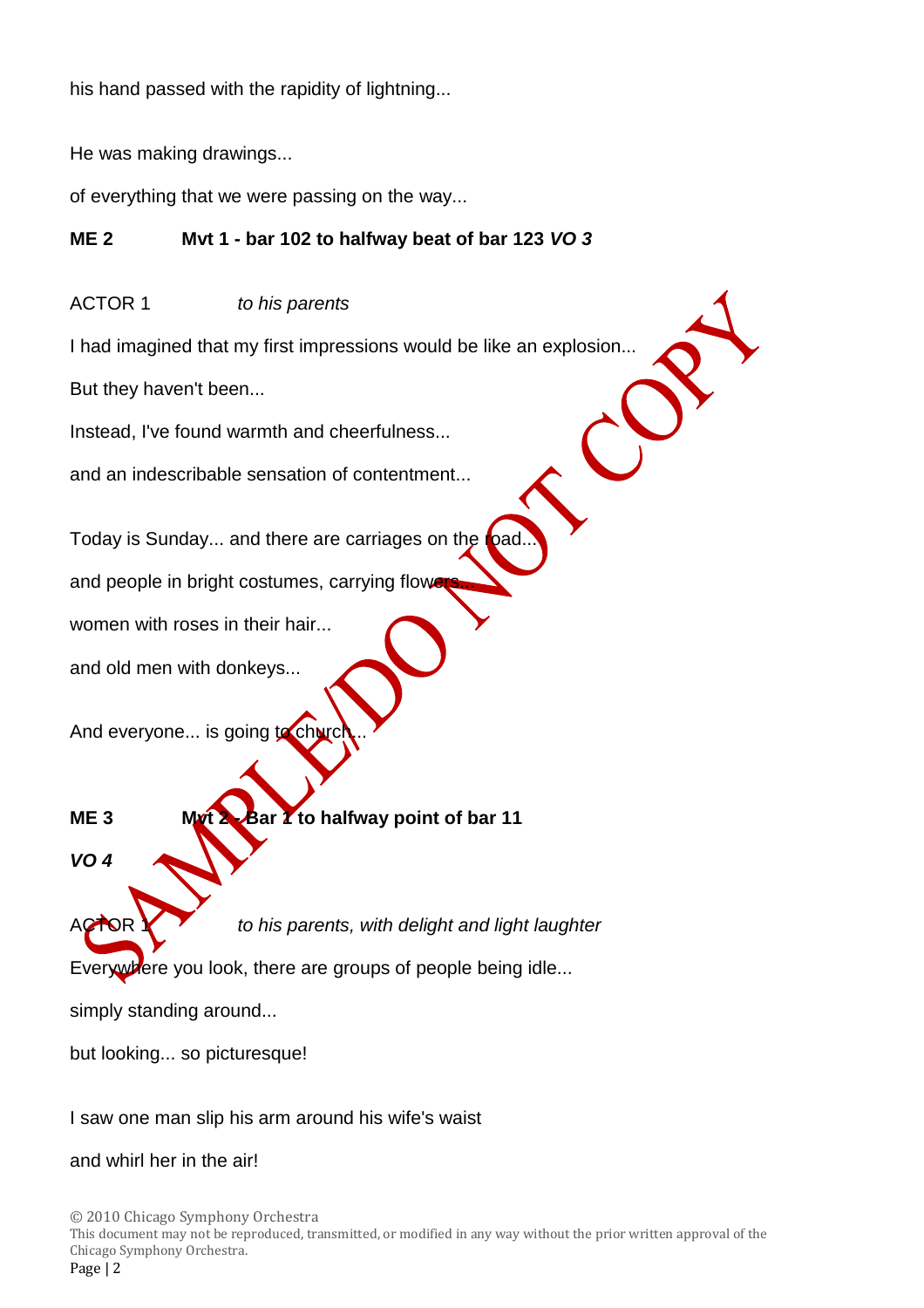his hand passed with the rapidity of lightning...

He was making drawings...

of everything that we were passing on the way...

**ME 2 Mvt 1 - bar 102 to halfway beat of bar 123** ***VO 3***

ACTOR 1 *to his parents*

I had imagined that my first impressions would be like an explosion...

But they haven't been...

Instead, I've found warmth and cheerfulness...

and an indescribable sensation of contentment...

Today is Sunday... and there are carriages on the road...

and people in bright costumes, carrying flowers...

women with roses in their hair...

and old men with donkeys...

And everyone... is going to church...

**ME 3 Mvt 2 - Bar 1 to halfway point of bar 11**

***VO 4***

ACTOR 1 *to his parents, with delight and light laughter*

Everywhere you look, there are groups of people being idle...

simply standing around...

but looking... so picturesque!

I saw one man slip his arm around his wife's waist

and whirl her in the air!

SAMPLE/DO NOT COPY

© 2010 Chicago Symphony Orchestra
This document may not be reproduced, transmitted, or modified in any way without the prior written approval of the Chicago Symphony Orchestra.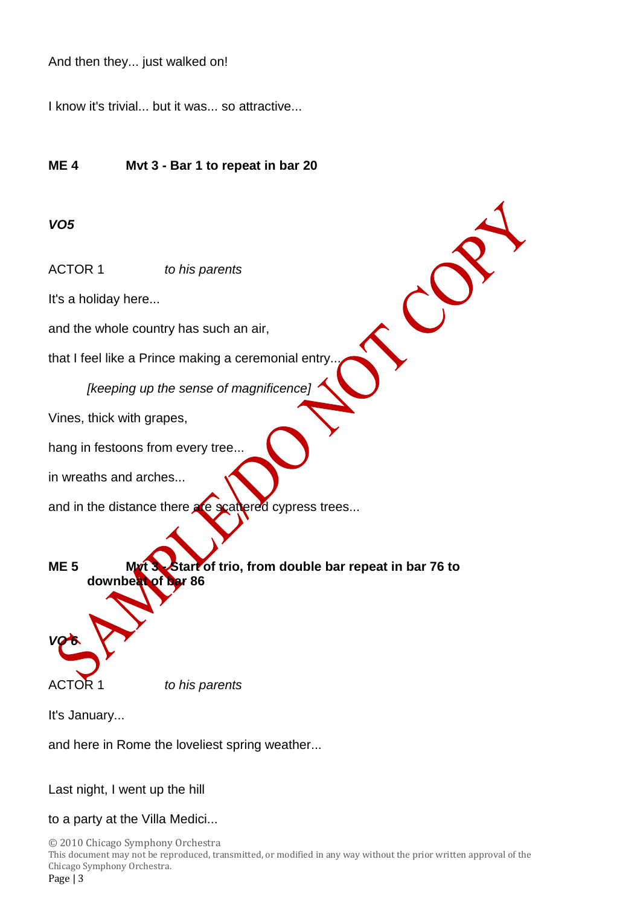And then they... just walked on!

I know it's trivial... but it was... so attractive...

**ME 4 Mvt 3 - Bar 1 to repeat in bar 20**

***VO5***

ACTOR 1 *to his parents*

It's a holiday here...

and the whole country has such an air,

that I feel like a Prince making a ceremonial entry...

*[keeping up the sense of magnificence]*

Vines, thick with grapes,

hang in festoons from every tree...

in wreaths and arches...

and in the distance there are scattered cypress trees...

**ME 5 Mvt 3 - Start of trio, from double bar repeat in bar 76 to downbeat of bar 86**

***VO 6***

ACTOR 1 *to his parents*

It's January...

and here in Rome the loveliest spring weather...

Last night, I went up the hill

to a party at the Villa Medici...

© 2010 Chicago Symphony Orchestra
This document may not be reproduced, transmitted, or modified in any way without the prior written approval of the Chicago Symphony Orchestra.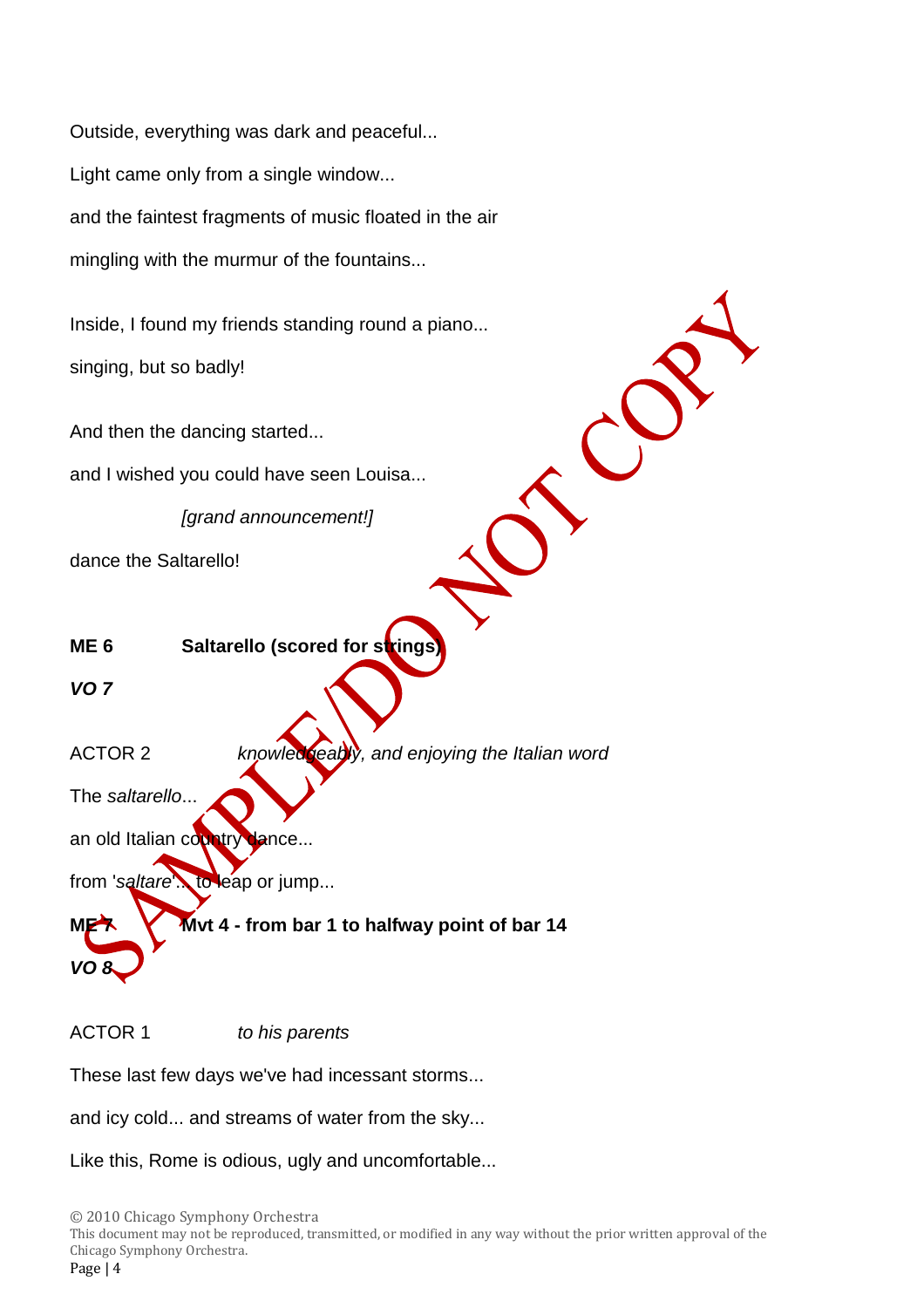Outside, everything was dark and peaceful...

Light came only from a single window...

and the faintest fragments of music floated in the air

mingling with the murmur of the fountains...

Inside, I found my friends standing round a piano...

singing, but so badly!

And then the dancing started...

and I wished you could have seen Louisa...

*[grand announcement!]*

dance the Saltarello!

**ME 6 Saltarello (scored for strings)**

***VO 7***

ACTOR 2 *knowledgeably, and enjoying the Italian word*

The *saltarello*...

an old Italian country dance...

from '*saltare*'... to leap or jump...

**ME 7 Mvt 4 - from bar 1 to halfway point of bar 14**

***VO 8***

ACTOR 1 *to his parents*

These last few days we've had incessant storms...

and icy cold... and streams of water from the sky...

Like this, Rome is odious, ugly and uncomfortable...

© 2010 Chicago Symphony Orchestra
This document may not be reproduced, transmitted, or modified in any way without the prior written approval of the Chicago Symphony Orchestra.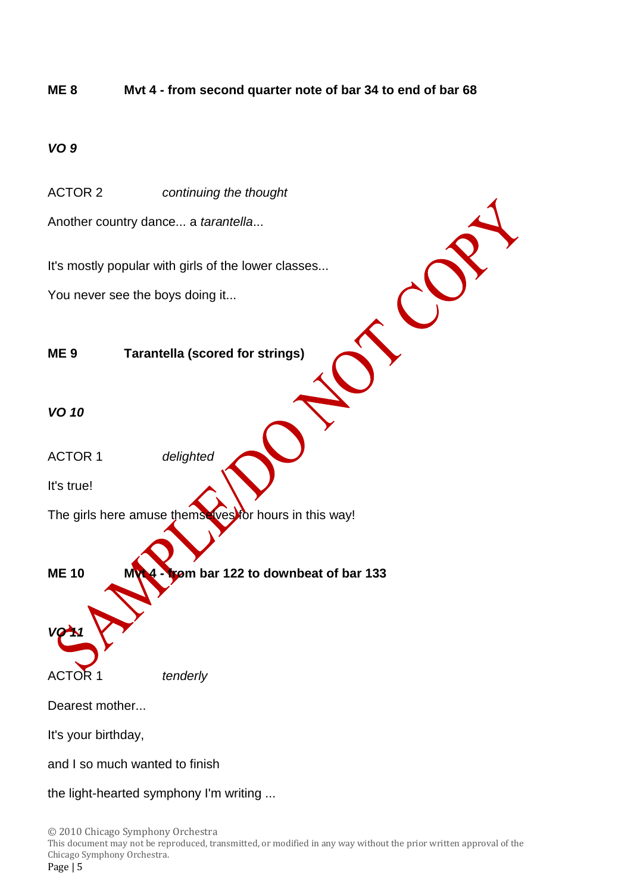**ME 8 Mvt 4 - from second quarter note of bar 34 to end of bar 68**

***VO 9***

ACTOR 2 *continuing the thought*

Another country dance... a *tarantella*...

It's mostly popular with girls of the lower classes...

You never see the boys doing it...

**ME 9 Tarantella (scored for strings)**

***VO 10***

ACTOR 1 *delighted*

It's true!

The girls here amuse themselves for hours in this way!

**ME 10 Mvt 4 - from bar 122 to downbeat of bar 133**

***VO 11***

ACTOR 1 *tenderly*

Dearest mother...

It's your birthday,

and I so much wanted to finish

the light-hearted symphony I'm writing ...

SAMPLE/DO NOT COPY

© 2010 Chicago Symphony Orchestra
This document may not be reproduced, transmitted, or modified in any way without the prior written approval of the Chicago Symphony Orchestra.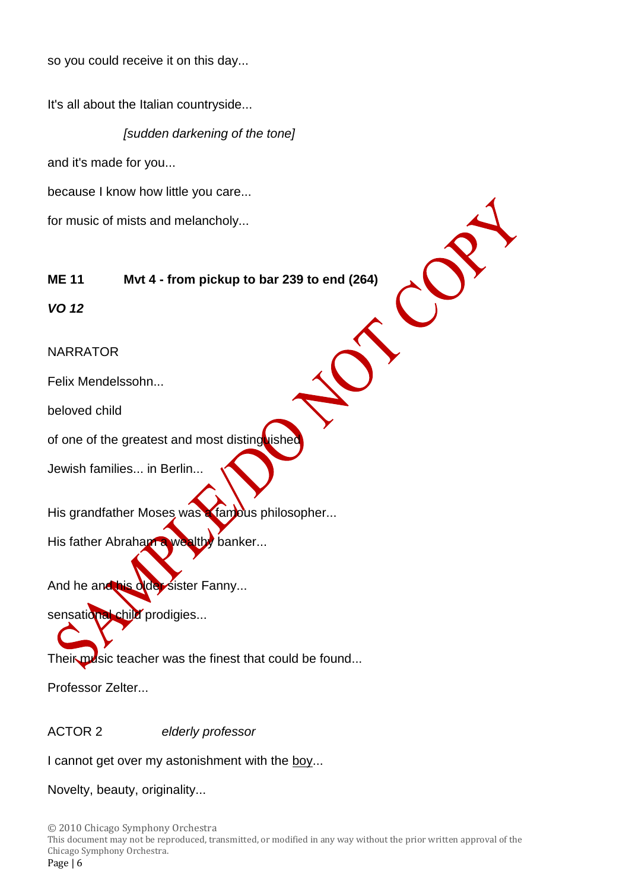so you could receive it on this day...

It's all about the Italian countryside...

*[sudden darkening of the tone]*

and it's made for you...

because I know how little you care...

for music of mists and melancholy...

**ME 11 Mvt 4 - from pickup to bar 239 to end (264)**

***VO 12***

NARRATOR

Felix Mendelssohn...

beloved child

of one of the greatest and most distinguished

Jewish families... in Berlin...

His grandfather Moses was a famous philosopher...

His father Abraham a wealthy banker...

And he and his older sister Fanny...

sensational child prodigies...

Their music teacher was the finest that could be found...

Professor Zelter...

ACTOR 2 *elderly professor*

I cannot get over my astonishment with the <u>boy</u>...

Novelty, beauty, originality...

© 2010 Chicago Symphony Orchestra
This document may not be reproduced, transmitted, or modified in any way without the prior written approval of the Chicago Symphony Orchestra.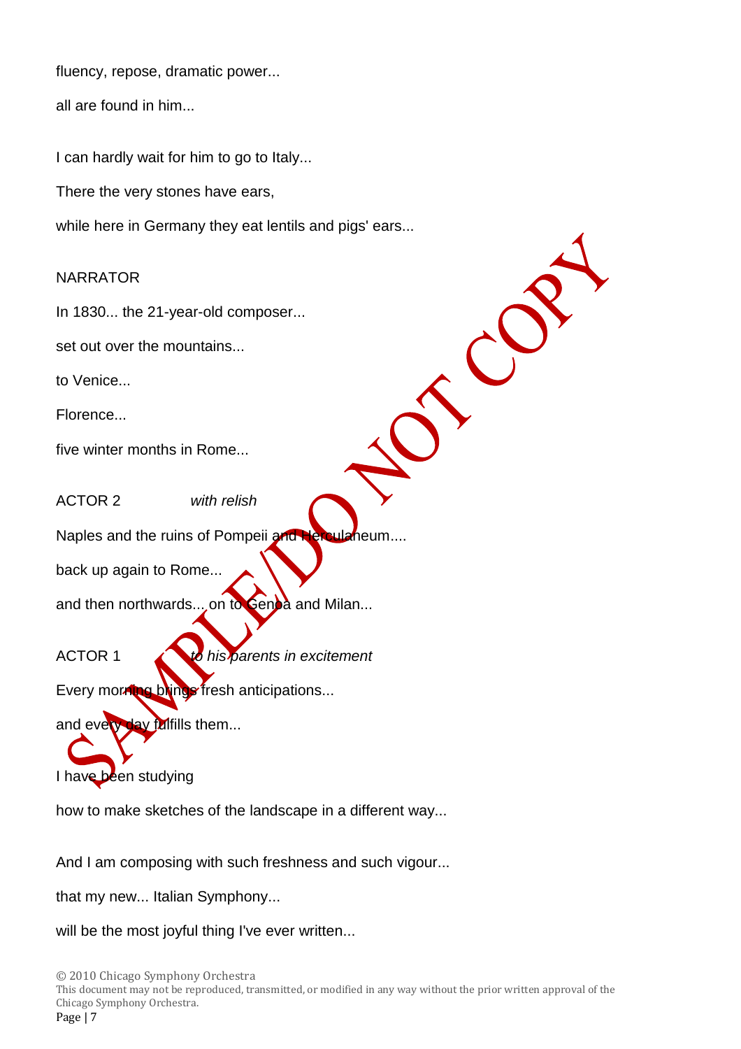fluency, repose, dramatic power...

all are found in him...

I can hardly wait for him to go to Italy...

There the very stones have ears,

while here in Germany they eat lentils and pigs' ears...

NARRATOR

In 1830... the 21-year-old composer...

set out over the mountains...

to Venice...

Florence...

five winter months in Rome...

ACTOR 2 *with relish*

Naples and the ruins of Pompeii and Herculaneum....

back up again to Rome...

and then northwards... on to Genoa and Milan...

ACTOR 1 *to his parents in excitement*

Every morning brings fresh anticipations...

and every day fulfills them...

I have been studying

how to make sketches of the landscape in a different way...

And I am composing with such freshness and such vigour...

that my new... Italian Symphony...

will be the most joyful thing I've ever written...

© 2010 Chicago Symphony Orchestra
This document may not be reproduced, transmitted, or modified in any way without the prior written approval of the Chicago Symphony Orchestra.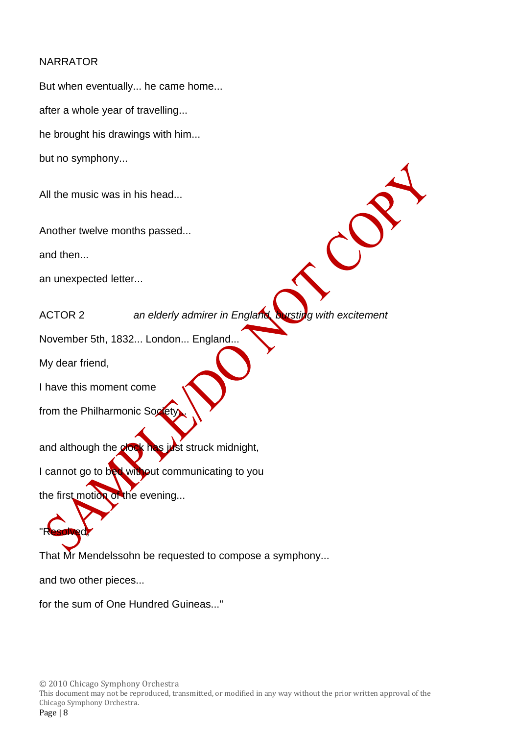NARRATOR

But when eventually... he came home...

after a whole year of travelling...

he brought his drawings with him...

but no symphony...

All the music was in his head...

Another twelve months passed...

and then...

an unexpected letter...

ACTOR 2 *an elderly admirer in England, bursting with excitement*

November 5th, 1832... London... England...

My dear friend,

I have this moment come

from the Philharmonic Society...

and although the clock has just struck midnight,

I cannot go to bed without communicating to you

the first motion of the evening...

"Resolved,

That Mr Mendelssohn be requested to compose a symphony...

and two other pieces...

for the sum of One Hundred Guineas..."

SAMPLE/DO NOT COPY

© 2010 Chicago Symphony Orchestra
This document may not be reproduced, transmitted, or modified in any way without the prior written approval of the Chicago Symphony Orchestra.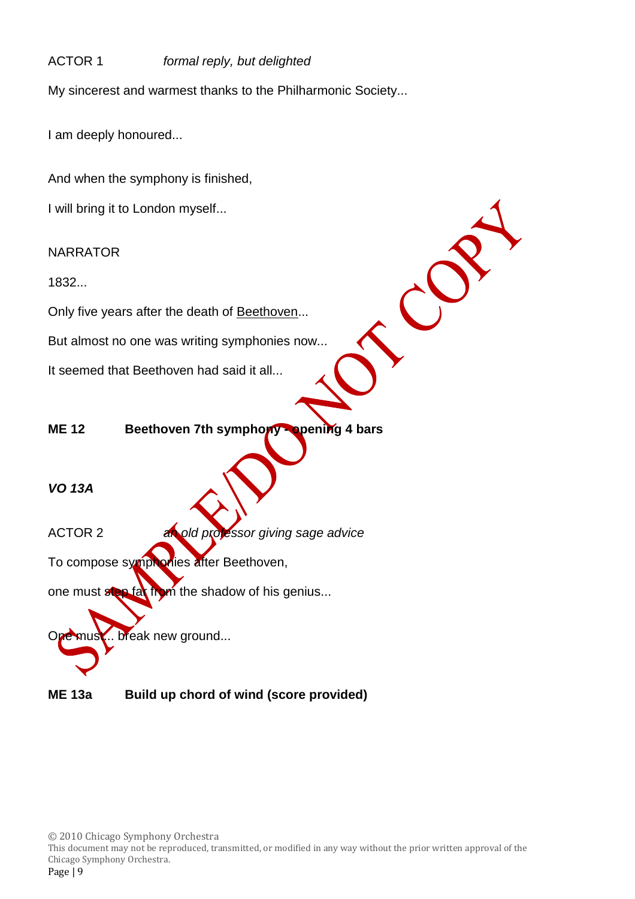ACTOR 1 *formal reply, but delighted*

My sincerest and warmest thanks to the Philharmonic Society...

I am deeply honoured...

And when the symphony is finished,

I will bring it to London myself...

NARRATOR

1832...

Only five years after the death of Beethoven...

But almost no one was writing symphonies now...

It seemed that Beethoven had said it all...

**ME 12 Beethoven 7th symphony - opening 4 bars**

***VO 13A***

ACTOR 2 *an old professor giving sage advice*

To compose symphonies after Beethoven,

one must step far from the shadow of his genius...

One must... break new ground...

**ME 13a Build up chord of wind (score provided)**

© 2010 Chicago Symphony Orchestra
This document may not be reproduced, transmitted, or modified in any way without the prior written approval of the Chicago Symphony Orchestra.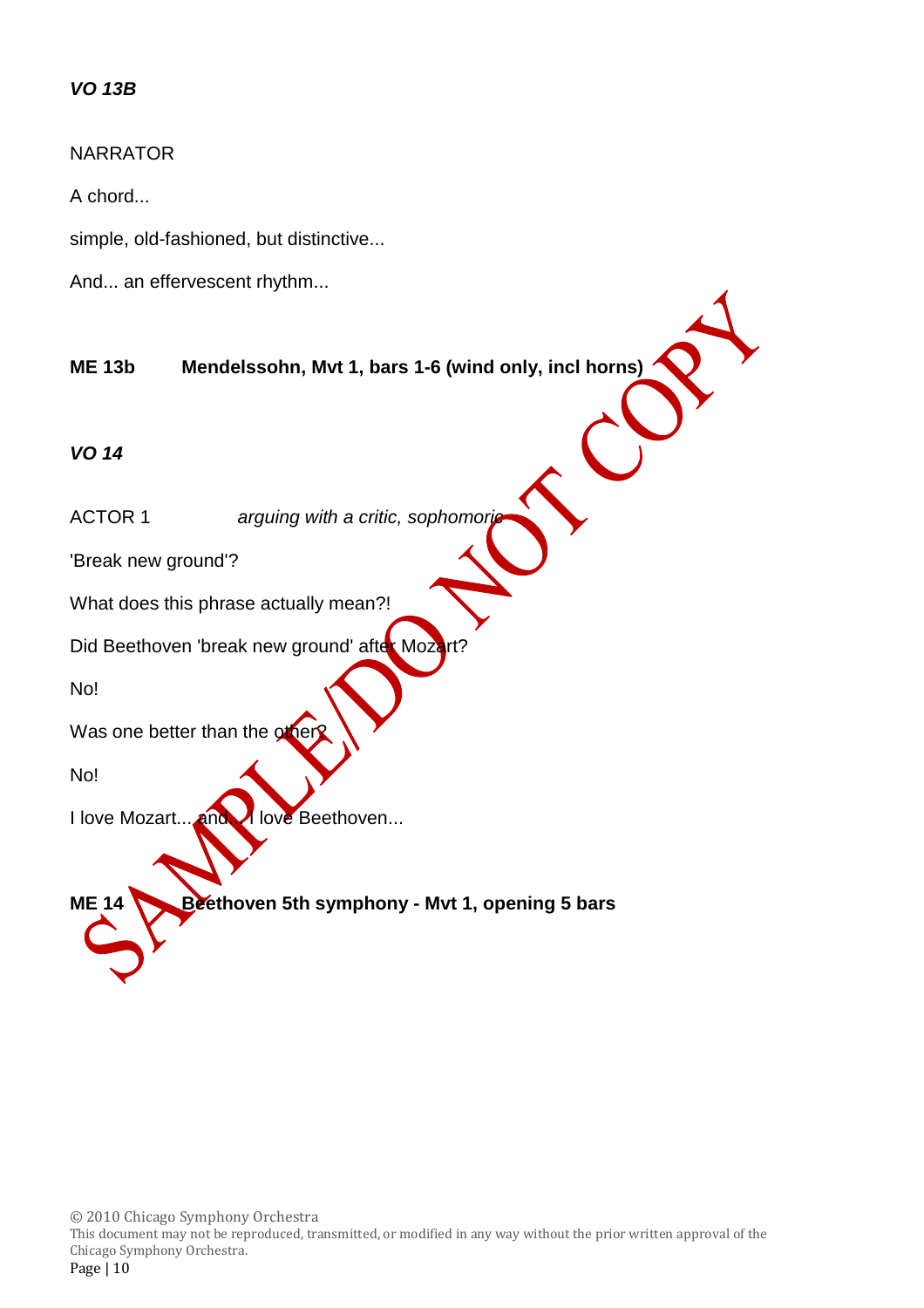***VO 13B***

NARRATOR

A chord...

simple, old-fashioned, but distinctive...

And... an effervescent rhythm...

**ME 13b Mendelssohn, Mvt 1, bars 1-6 (wind only, incl horns)**

***VO 14***

ACTOR 1 *arguing with a critic, sophomoric*

'Break new ground'?

What does this phrase actually mean?!

Did Beethoven 'break new ground' after Mozart?

No!

Was one better than the other?

No!

I love Mozart... and... I love Beethoven...

**ME 14 Beethoven 5th symphony - Mvt 1, opening 5 bars**

© 2010 Chicago Symphony Orchestra
This document may not be reproduced, transmitted, or modified in any way without the prior written approval of the Chicago Symphony Orchestra.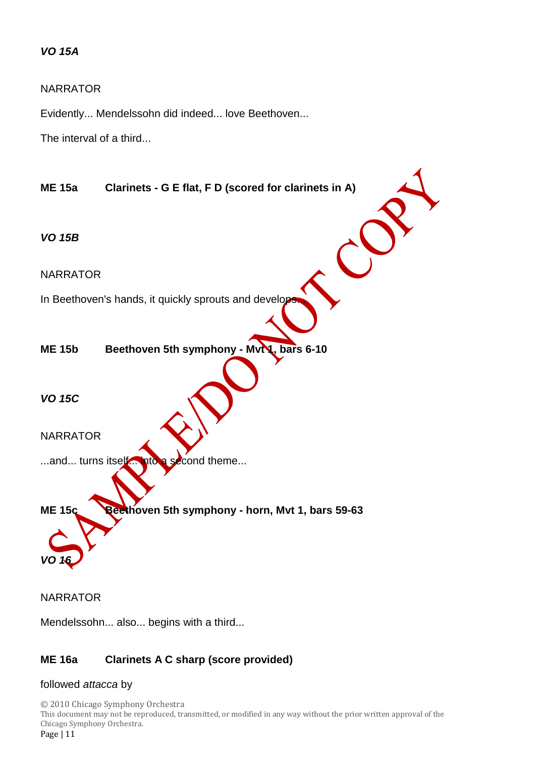***VO 15A***

NARRATOR

Evidently... Mendelssohn did indeed... love Beethoven...

The interval of a third...

**ME 15a	Clarinets - G E flat, F D (scored for clarinets in A)**

***VO 15B***

NARRATOR

In Beethoven's hands, it quickly sprouts and develops...

**ME 15b	Beethoven 5th symphony - Mvt 1, bars 6-10**

***VO 15C***

NARRATOR

...and... turns itself... into a second theme...

**ME 15c	Beethoven 5th symphony - horn, Mvt 1, bars 59-63**

***VO 16***

NARRATOR

Mendelssohn... also... begins with a third...

**ME 16a	Clarinets A C sharp (score provided)**

followed *attacca* by

© 2010 Chicago Symphony Orchestra
This document may not be reproduced, transmitted, or modified in any way without the prior written approval of the Chicago Symphony Orchestra.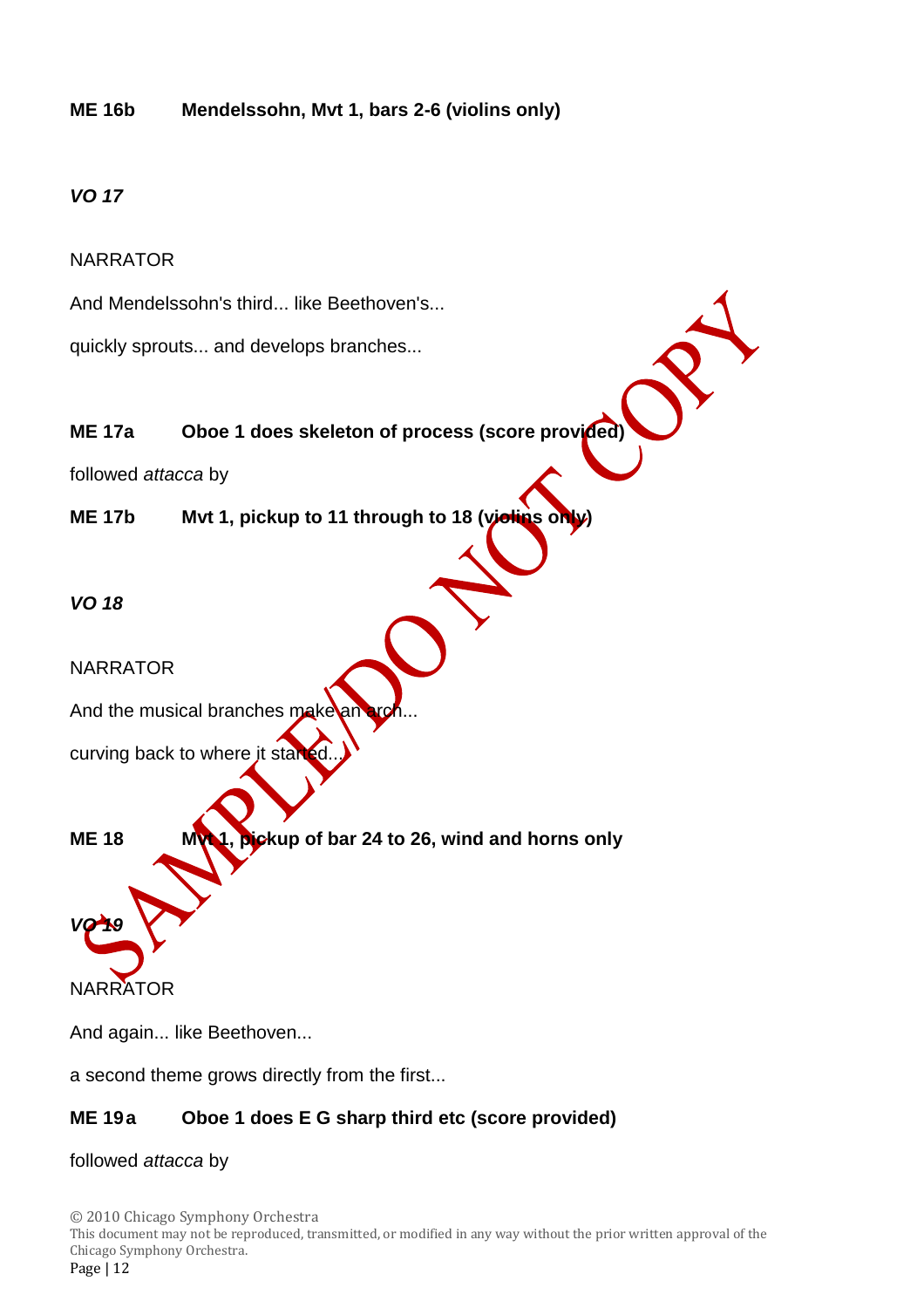**ME 16b Mendelssohn, Mvt 1, bars 2-6 (violins only)**

***VO 17***

NARRATOR

And Mendelssohn's third... like Beethoven's...

quickly sprouts... and develops branches...

**ME 17a Oboe 1 does skeleton of process (score provided)**

followed *attacca* by

**ME 17b Mvt 1, pickup to 11 through to 18 (violins only)**

***VO 18***

NARRATOR

And the musical branches make an arch...

curving back to where it started...

**ME 18 Mvt 1, pickup of bar 24 to 26, wind and horns only**

***VO 19***

NARRATOR

And again... like Beethoven...

a second theme grows directly from the first...

**ME 19a Oboe 1 does E G sharp third etc (score provided)**

followed *attacca* by

© 2010 Chicago Symphony Orchestra
This document may not be reproduced, transmitted, or modified in any way without the prior written approval of the Chicago Symphony Orchestra.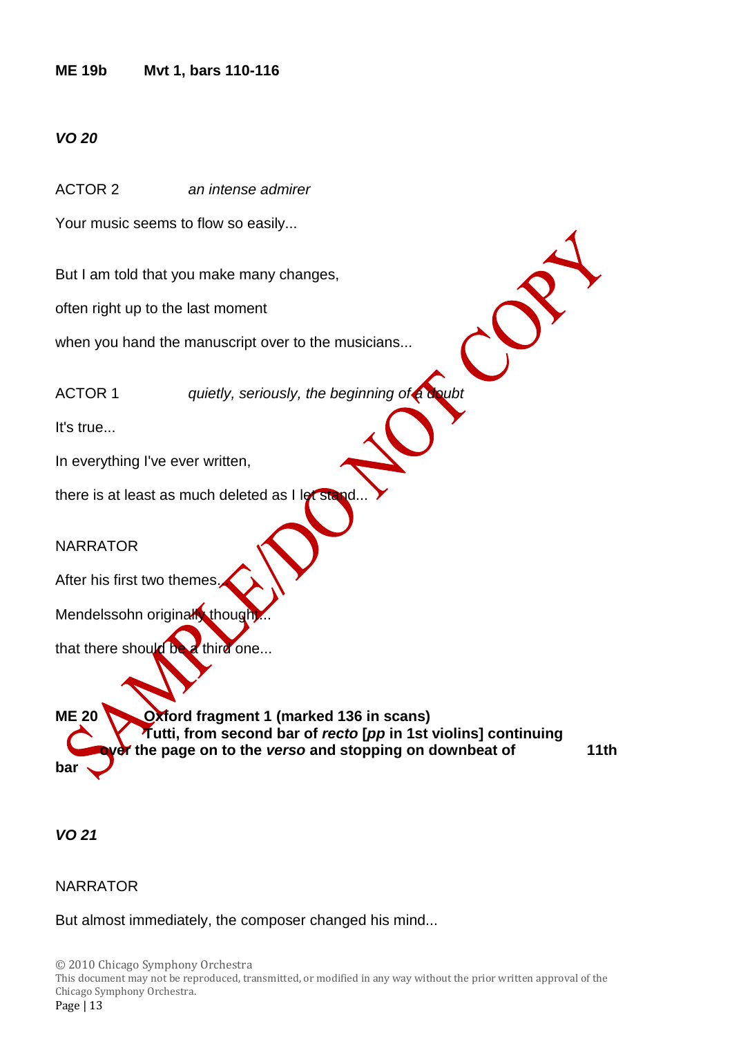**ME 19b Mvt 1, bars 110-116**

***VO 20***

ACTOR 2 *an intense admirer*

Your music seems to flow so easily...

But I am told that you make many changes,

often right up to the last moment

when you hand the manuscript over to the musicians...

ACTOR 1 *quietly, seriously, the beginning of a doubt*

It's true...

In everything I've ever written,

there is at least as much deleted as I let stand...

NARRATOR

After his first two themes...

Mendelssohn originally thought...

that there should be a third one...

**ME 20 Oxford fragment 1 (marked 136 in scans)**
**Tutti, from second bar of *recto* [*pp* in 1st violins] continuing over the page on to the *verso* and stopping on downbeat of 11th bar**

***VO 21***

NARRATOR

But almost immediately, the composer changed his mind...

© 2010 Chicago Symphony Orchestra
This document may not be reproduced, transmitted, or modified in any way without the prior written approval of the Chicago Symphony Orchestra.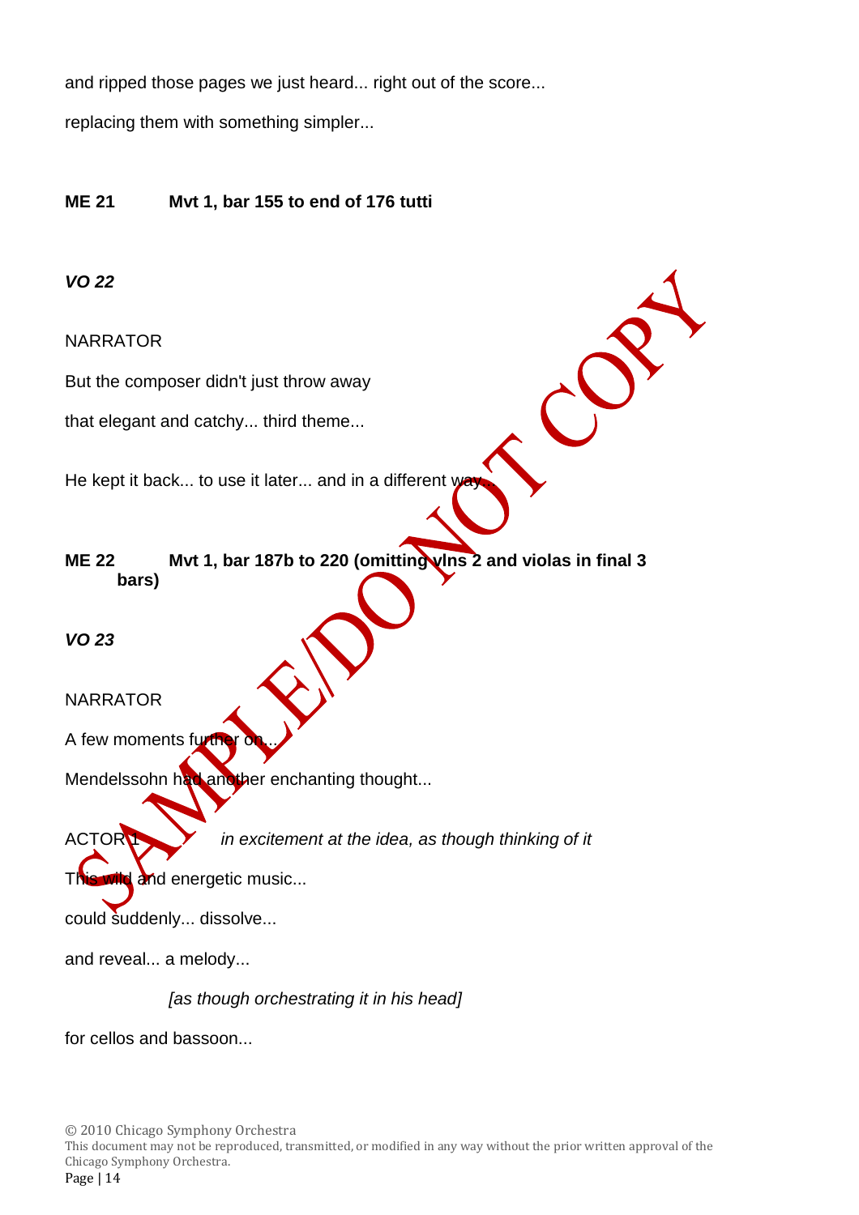and ripped those pages we just heard... right out of the score...

replacing them with something simpler...

**ME 21 Mvt 1, bar 155 to end of 176 tutti**

***VO 22***

NARRATOR

But the composer didn't just throw away

that elegant and catchy... third theme...

He kept it back... to use it later... and in a different way...

**ME 22 Mvt 1, bar 187b to 220 (omitting vlns 2 and violas in final 3 bars)**

***VO 23***

NARRATOR

A few moments further on...

Mendelssohn had another enchanting thought...

ACTOR 1 *in excitement at the idea, as though thinking of it*

This wild and energetic music...

could suddenly... dissolve...

and reveal... a melody...

*[as though orchestrating it in his head]*

for cellos and bassoon...

© 2010 Chicago Symphony Orchestra
This document may not be reproduced, transmitted, or modified in any way without the prior written approval of the Chicago Symphony Orchestra.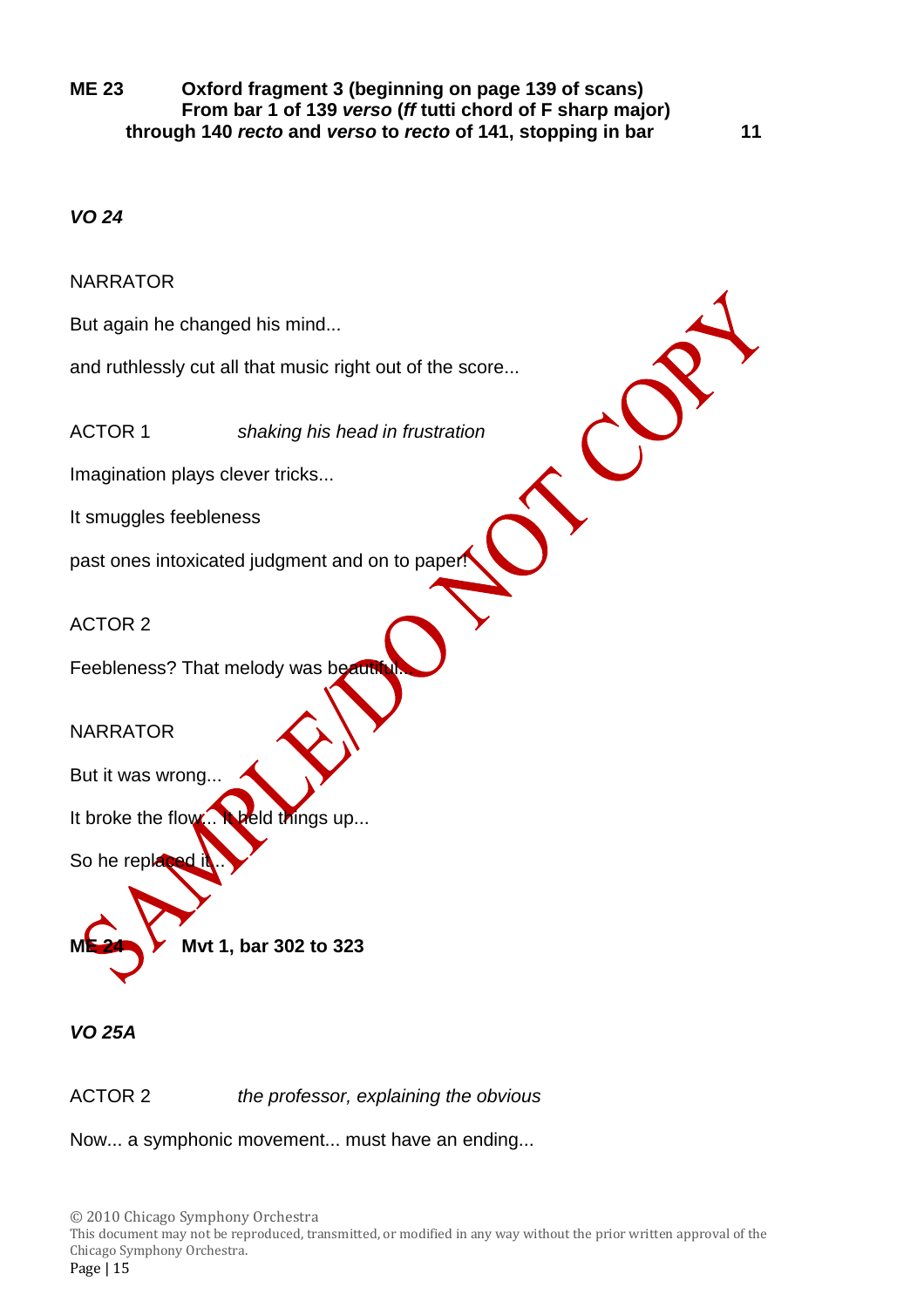**ME 23** **Oxford fragment 3 (beginning on page 139 of scans) From bar 1 of 139 *verso* (*ff* tutti chord of F sharp major) through 140 *recto* and *verso* to *recto* of 141, stopping in bar 11**

***VO 24***

NARRATOR

But again he changed his mind...

and ruthlessly cut all that music right out of the score...

ACTOR 1 *shaking his head in frustration*

Imagination plays clever tricks...

It smuggles feebleness

past ones intoxicated judgment and on to paper!

ACTOR 2

Feebleness? That melody was beautiful...

NARRATOR

But it was wrong...

It broke the flow... It held things up...

So he replaced it...

**ME 24** **Mvt 1, bar 302 to 323**

***VO 25A***

ACTOR 2 *the professor, explaining the obvious*

Now... a symphonic movement... must have an ending...

© 2010 Chicago Symphony Orchestra
This document may not be reproduced, transmitted, or modified in any way without the prior written approval of the Chicago Symphony Orchestra.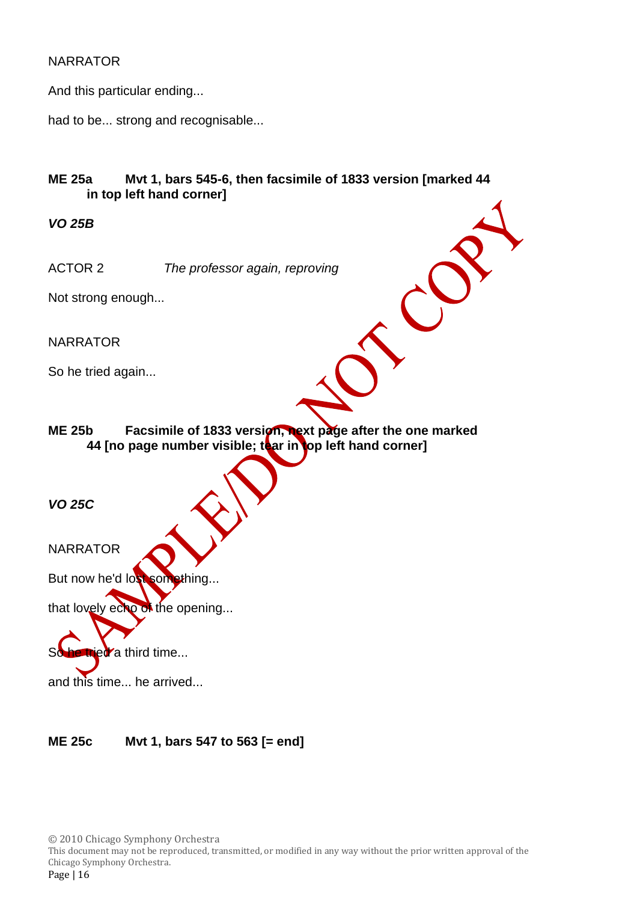NARRATOR

And this particular ending...

had to be... strong and recognisable...

**ME 25a Mvt 1, bars 545-6, then facsimile of 1833 version [marked 44 in top left hand corner]**

***VO 25B***

ACTOR 2 *The professor again, reproving*

Not strong enough...

NARRATOR

So he tried again...

**ME 25b Facsimile of 1833 version, next page after the one marked 44 [no page number visible; tear in top left hand corner]**

***VO 25C***

NARRATOR

But now he'd lost something...

that lovely echo of the opening...

So he tried a third time...

and this time... he arrived...

**ME 25c Mvt 1, bars 547 to 563 [= end]**

© 2010 Chicago Symphony Orchestra
This document may not be reproduced, transmitted, or modified in any way without the prior written approval of the Chicago Symphony Orchestra.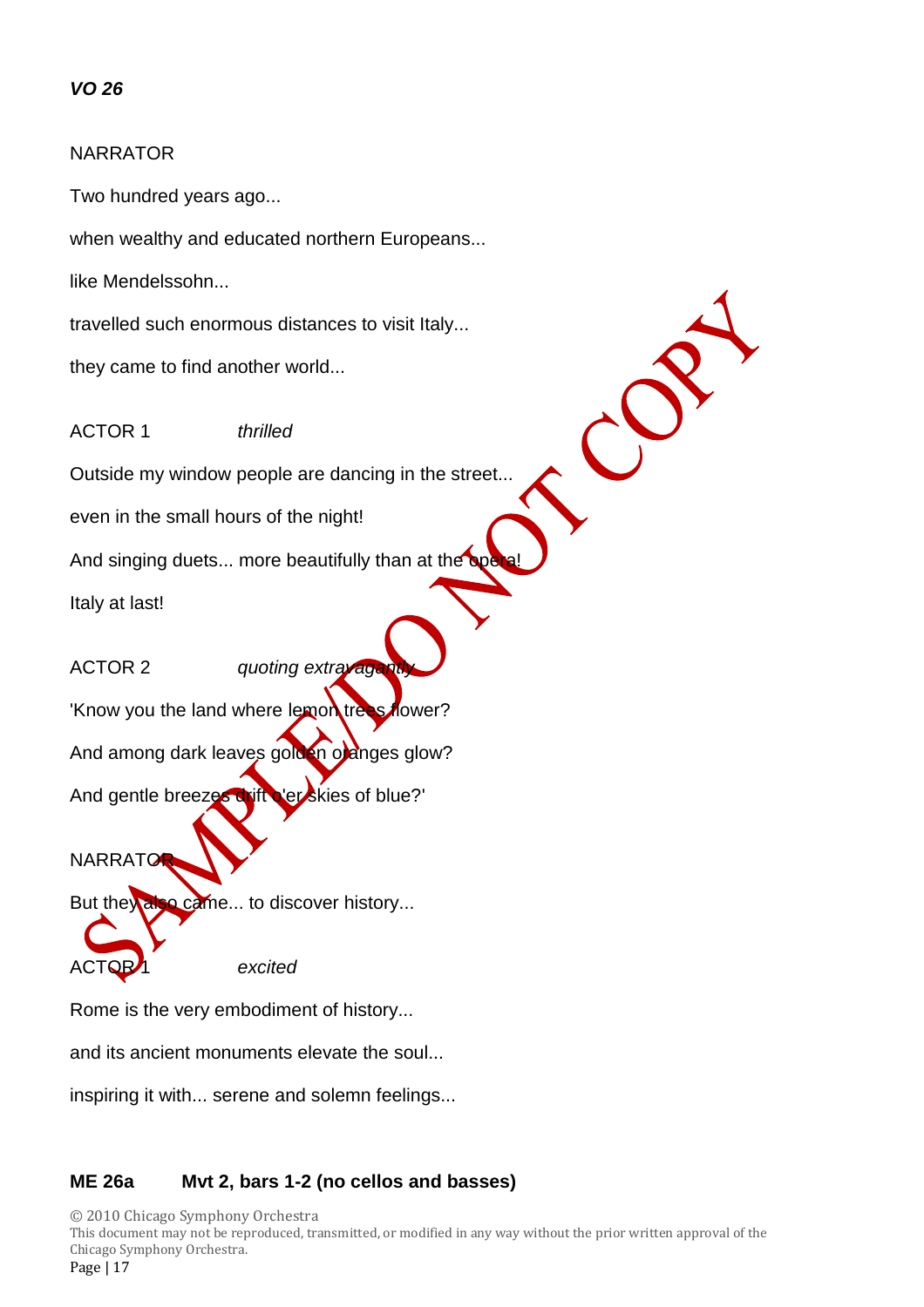***VO 26***

NARRATOR

Two hundred years ago...

when wealthy and educated northern Europeans...

like Mendelssohn...

travelled such enormous distances to visit Italy...

they came to find another world...

ACTOR 1 *thrilled*

Outside my window people are dancing in the street...

even in the small hours of the night!

And singing duets... more beautifully than at the opera!

Italy at last!

ACTOR 2 *quoting extravagantly*

'Know you the land where lemon trees flower?

And among dark leaves golden oranges glow?

And gentle breezes drift o'er skies of blue?'

NARRATOR

But they also came... to discover history...

ACTOR 1 *excited*

Rome is the very embodiment of history...

and its ancient monuments elevate the soul...

inspiring it with... serene and solemn feelings...

**ME 26a Mvt 2, bars 1-2 (no cellos and basses)**

© 2010 Chicago Symphony Orchestra
This document may not be reproduced, transmitted, or modified in any way without the prior written approval of the Chicago Symphony Orchestra.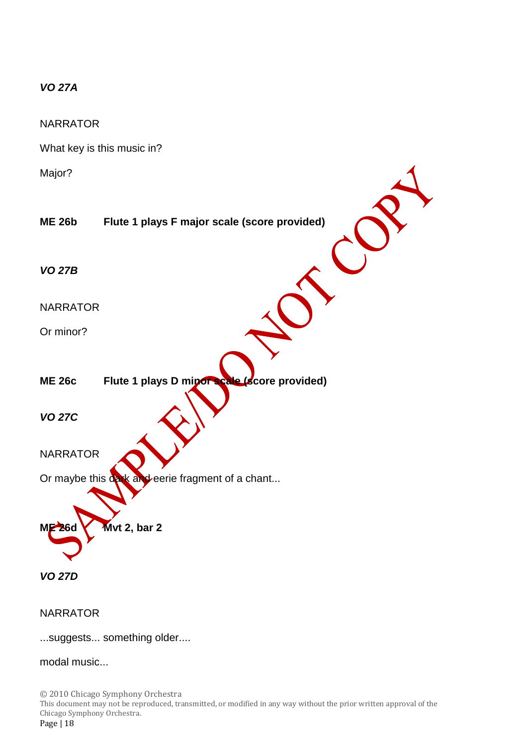***VO 27A***

NARRATOR

What key is this music in?

Major?

**ME 26b　　Flute 1 plays F major scale (score provided)**

***VO 27B***

NARRATOR

Or minor?

**ME 26c　　Flute 1 plays D minor scale (score provided)**

***VO 27C***

NARRATOR

Or maybe this dark and eerie fragment of a chant...

**ME 26d　　Mvt 2, bar 2**

***VO 27D***

NARRATOR

...suggests... something older....

modal music...

© 2010 Chicago Symphony Orchestra
This document may not be reproduced, transmitted, or modified in any way without the prior written approval of the Chicago Symphony Orchestra.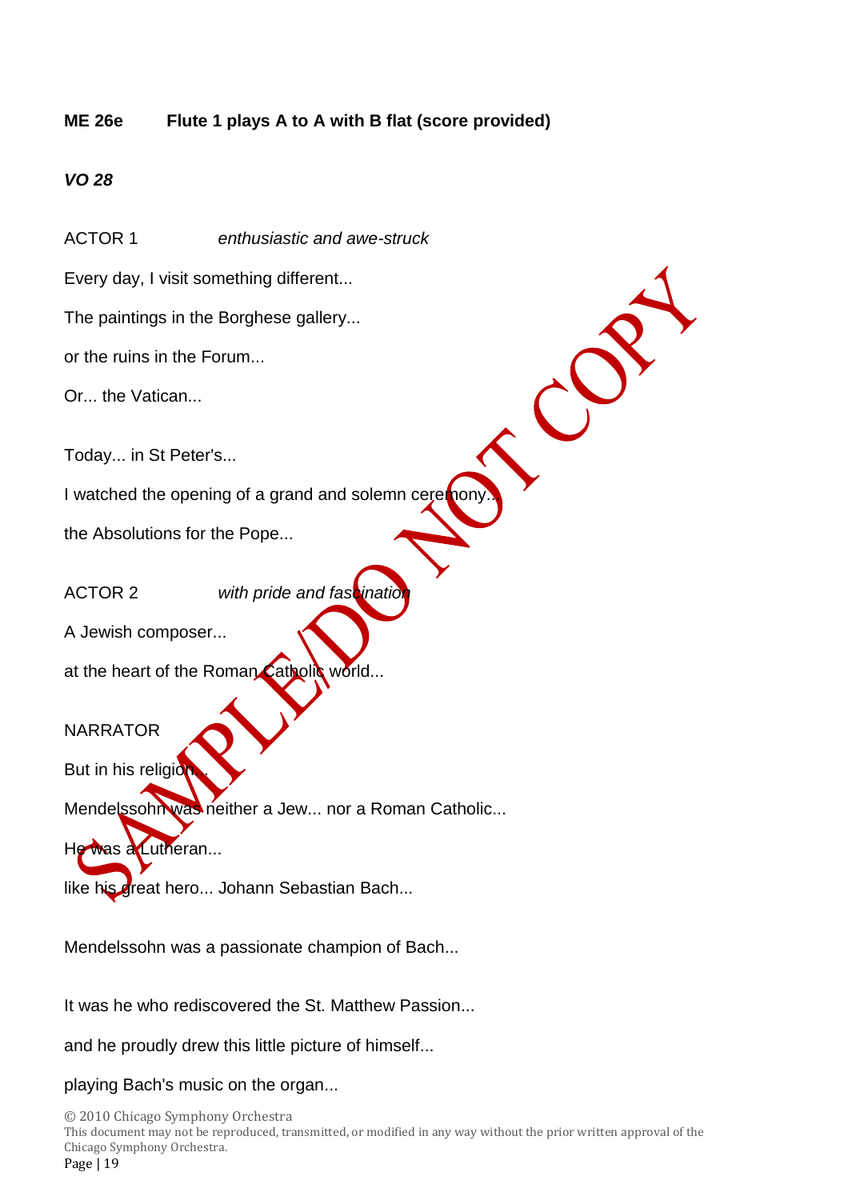**ME 26e Flute 1 plays A to A with B flat (score provided)**

***VO 28***

ACTOR 1 *enthusiastic and awe-struck*

Every day, I visit something different...

The paintings in the Borghese gallery...

or the ruins in the Forum...

Or... the Vatican...

Today... in St Peter's...

I watched the opening of a grand and solemn ceremony...

the Absolutions for the Pope...

ACTOR 2 *with pride and fascination*

A Jewish composer...

at the heart of the Roman Catholic world...

NARRATOR

But in his religion...

Mendelssohn was neither a Jew... nor a Roman Catholic...

He was a Lutheran...

like his great hero... Johann Sebastian Bach...

Mendelssohn was a passionate champion of Bach...

It was he who rediscovered the St. Matthew Passion...

and he proudly drew this little picture of himself...

playing Bach's music on the organ...

SAMPLE/DO NOT COPY

© 2010 Chicago Symphony Orchestra
This document may not be reproduced, transmitted, or modified in any way without the prior written approval of the Chicago Symphony Orchestra.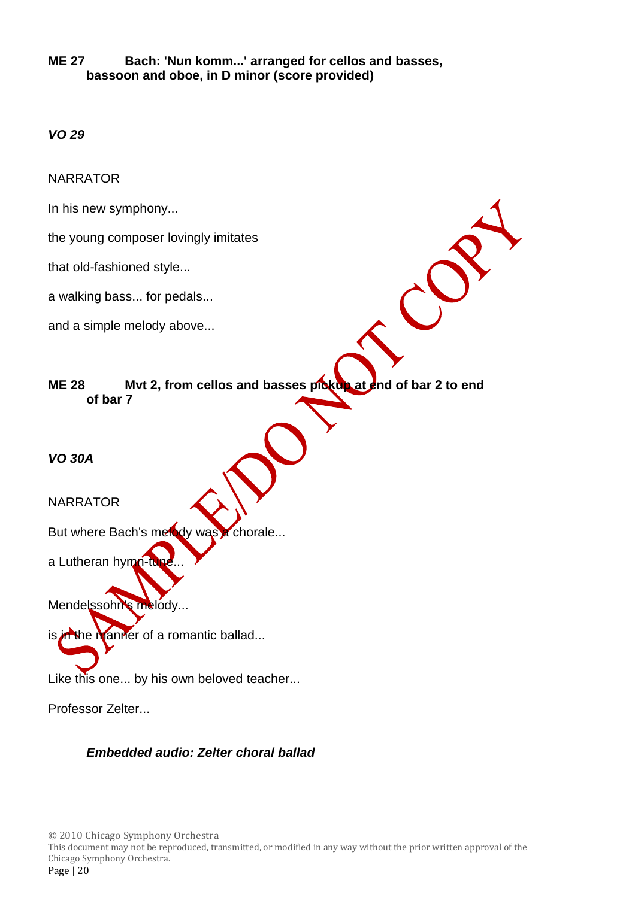**ME 27 Bach: 'Nun komm...' arranged for cellos and basses, bassoon and oboe, in D minor (score provided)**

***VO 29***

NARRATOR

In his new symphony...

the young composer lovingly imitates

that old-fashioned style...

a walking bass... for pedals...

and a simple melody above...

**ME 28 Mvt 2, from cellos and basses pickup at end of bar 2 to end of bar 7**

***VO 30A***

NARRATOR

But where Bach's melody was a chorale...

a Lutheran hymn-tune...

Mendelssohn's melody...

is in the manner of a romantic ballad...

Like this one... by his own beloved teacher...

Professor Zelter...

***Embedded audio: Zelter choral ballad***

SAMPLE/DO NOT COPY

© 2010 Chicago Symphony Orchestra
This document may not be reproduced, transmitted, or modified in any way without the prior written approval of the Chicago Symphony Orchestra.